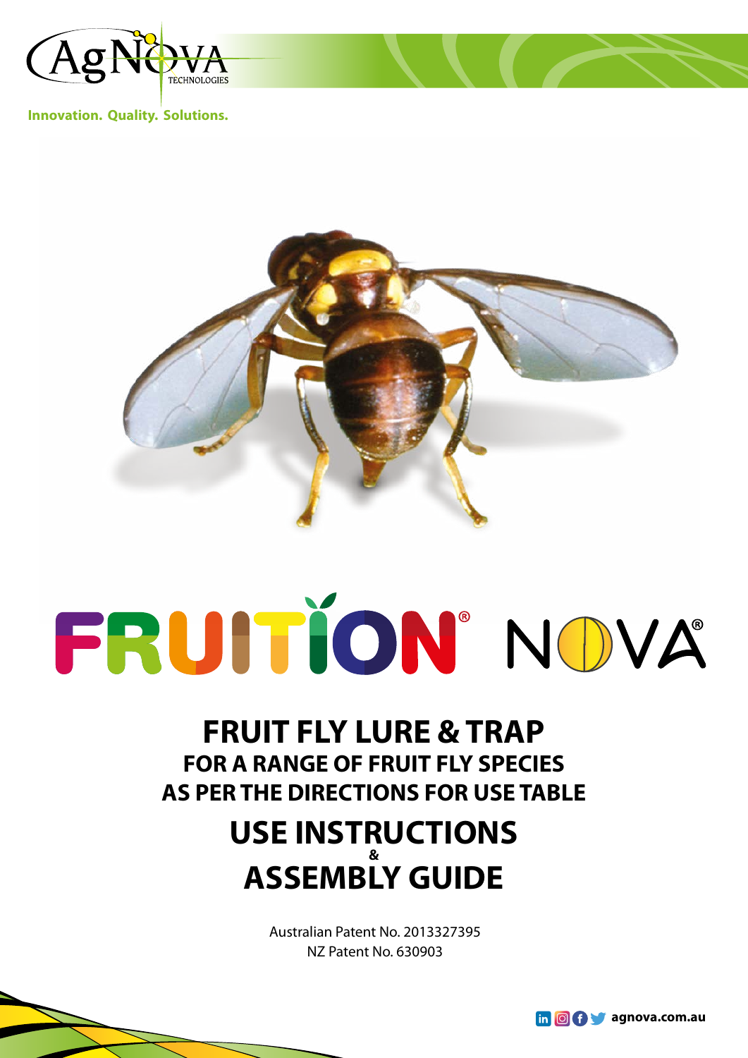AgNova TECHNOLOGIES

**Innovation. Quality. Solutions.**

# FRUITION® NOVA®

## FRUIT FLY LURE & TRAP

### FOR A RANGE OF FRUIT FLY SPECIES AS PER THE DIRECTIONS FOR USE TABLE

## USE INSTRUCTIONS & ASSEMBLY GUIDE

Australian Patent No. 2013327395
NZ Patent No. 630903

agnova.com.au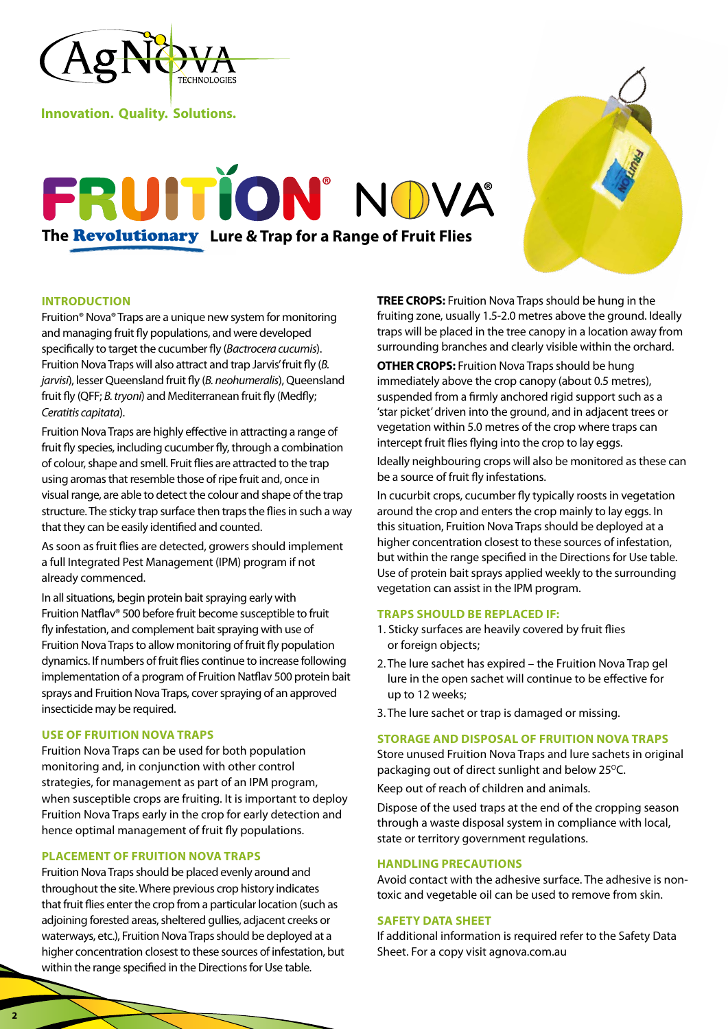AgNova TECHNOLOGIES

Innovation. Quality. Solutions.

# FRUITION® NOVA®

**The Revolutionary Lure & Trap for a Range of Fruit Flies**

## INTRODUCTION

Fruition® Nova® Traps are a unique new system for monitoring and managing fruit fly populations, and were developed specifically to target the cucumber fly (*Bactrocera cucumis*). Fruition Nova Traps will also attract and trap Jarvis' fruit fly (*B. jarvisi*), lesser Queensland fruit fly (*B. neohumeralis*), Queensland fruit fly (QFF; *B. tryoni*) and Mediterranean fruit fly (Medfly; *Ceratitis capitata*).

Fruition Nova Traps are highly effective in attracting a range of fruit fly species, including cucumber fly, through a combination of colour, shape and smell. Fruit flies are attracted to the trap using aromas that resemble those of ripe fruit and, once in visual range, are able to detect the colour and shape of the trap structure. The sticky trap surface then traps the flies in such a way that they can be easily identified and counted.

As soon as fruit flies are detected, growers should implement a full Integrated Pest Management (IPM) program if not already commenced.

In all situations, begin protein bait spraying early with Fruition Natflav® 500 before fruit become susceptible to fruit fly infestation, and complement bait spraying with use of Fruition Nova Traps to allow monitoring of fruit fly population dynamics. If numbers of fruit flies continue to increase following implementation of a program of Fruition Natflav 500 protein bait sprays and Fruition Nova Traps, cover spraying of an approved insecticide may be required.

## USE OF FRUITION NOVA TRAPS

Fruition Nova Traps can be used for both population monitoring and, in conjunction with other control strategies, for management as part of an IPM program, when susceptible crops are fruiting. It is important to deploy Fruition Nova Traps early in the crop for early detection and hence optimal management of fruit fly populations.

## PLACEMENT OF FRUITION NOVA TRAPS

Fruition Nova Traps should be placed evenly around and throughout the site. Where previous crop history indicates that fruit flies enter the crop from a particular location (such as adjoining forested areas, sheltered gullies, adjacent creeks or waterways, etc.), Fruition Nova Traps should be deployed at a higher concentration closest to these sources of infestation, but within the range specified in the Directions for Use table.

**TREE CROPS:** Fruition Nova Traps should be hung in the fruiting zone, usually 1.5-2.0 metres above the ground. Ideally traps will be placed in the tree canopy in a location away from surrounding branches and clearly visible within the orchard.

**OTHER CROPS:** Fruition Nova Traps should be hung immediately above the crop canopy (about 0.5 metres), suspended from a firmly anchored rigid support such as a 'star picket' driven into the ground, and in adjacent trees or vegetation within 5.0 metres of the crop where traps can intercept fruit flies flying into the crop to lay eggs.

Ideally neighbouring crops will also be monitored as these can be a source of fruit fly infestations.

In cucurbit crops, cucumber fly typically roosts in vegetation around the crop and enters the crop mainly to lay eggs. In this situation, Fruition Nova Traps should be deployed at a higher concentration closest to these sources of infestation, but within the range specified in the Directions for Use table. Use of protein bait sprays applied weekly to the surrounding vegetation can assist in the IPM program.

## TRAPS SHOULD BE REPLACED IF:

1. Sticky surfaces are heavily covered by fruit flies or foreign objects;
2. The lure sachet has expired – the Fruition Nova Trap gel lure in the open sachet will continue to be effective for up to 12 weeks;
3. The lure sachet or trap is damaged or missing.

## STORAGE AND DISPOSAL OF FRUITION NOVA TRAPS

Store unused Fruition Nova Traps and lure sachets in original packaging out of direct sunlight and below 25°C.

Keep out of reach of children and animals.

Dispose of the used traps at the end of the cropping season through a waste disposal system in compliance with local, state or territory government regulations.

## HANDLING PRECAUTIONS

Avoid contact with the adhesive surface. The adhesive is non-toxic and vegetable oil can be used to remove from skin.

## SAFETY DATA SHEET

If additional information is required refer to the Safety Data Sheet. For a copy visit agnova.com.au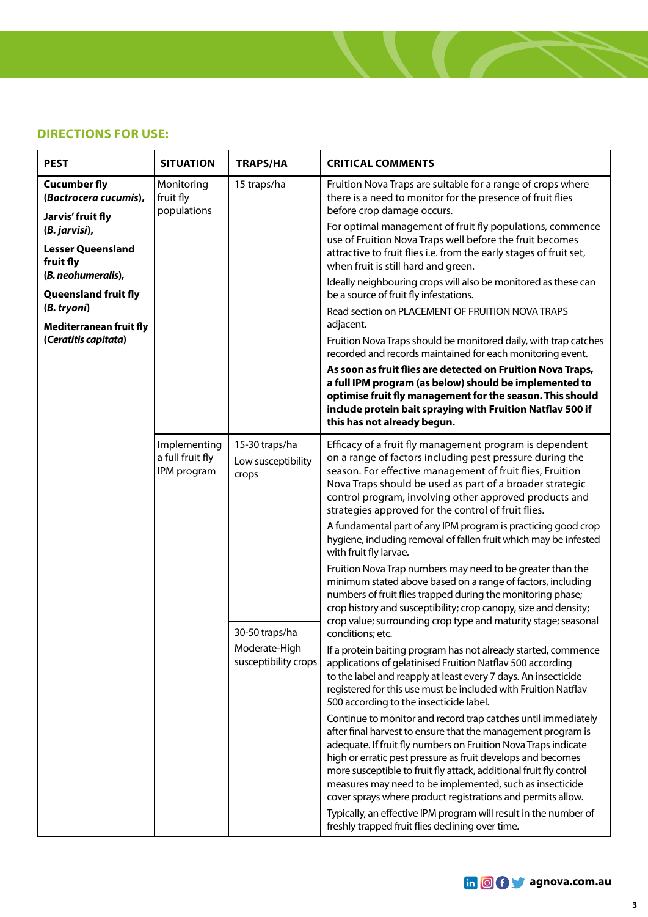## DIRECTIONS FOR USE:

| PEST | SITUATION | TRAPS/HA | CRITICAL COMMENTS |
|---|---|---|---|
| **Cucumber fly (*Bactrocera cucumis*),** **Jarvis' fruit fly (*B. jarvisi*),** **Lesser Queensland fruit fly (*B. neohumeralis*),** **Queensland fruit fly (*B. tryoni*)** **Mediterranean fruit fly (*Ceratitis capitata*)** | Monitoring fruit fly populations | 15 traps/ha | Fruition Nova Traps are suitable for a range of crops where there is a need to monitor for the presence of fruit flies before crop damage occurs. For optimal management of fruit fly populations, commence use of Fruition Nova Traps well before the fruit becomes attractive to fruit flies i.e. from the early stages of fruit set, when fruit is still hard and green. Ideally neighbouring crops will also be monitored as these can be a source of fruit fly infestations. Read section on PLACEMENT OF FRUITION NOVA TRAPS adjacent. Fruition Nova Traps should be monitored daily, with trap catches recorded and records maintained for each monitoring event. **As soon as fruit flies are detected on Fruition Nova Traps, a full IPM program (as below) should be implemented to optimise fruit fly management for the season. This should include protein bait spraying with Fruition Natflav 500 if this has not already begun.** |
| | Implementing a full fruit fly IPM program | 15-30 traps/ha Low susceptibility crops | Efficacy of a fruit fly management program is dependent on a range of factors including pest pressure during the season. For effective management of fruit flies, Fruition Nova Traps should be used as part of a broader strategic control program, involving other approved products and strategies approved for the control of fruit flies. A fundamental part of any IPM program is practicing good crop hygiene, including removal of fallen fruit which may be infested with fruit fly larvae. Fruition Nova Trap numbers may need to be greater than the minimum stated above based on a range of factors, including numbers of fruit flies trapped during the monitoring phase; crop history and susceptibility; crop canopy, size and density; crop value; surrounding crop type and maturity stage; seasonal conditions; etc. |
| | | 30-50 traps/ha Moderate-High susceptibility crops | If a protein baiting program has not already started, commence applications of gelatinised Fruition Natflav 500 according to the label and reapply at least every 7 days. An insecticide registered for this use must be included with Fruition Natflav 500 according to the insecticide label. Continue to monitor and record trap catches until immediately after final harvest to ensure that the management program is adequate. If fruit fly numbers on Fruition Nova Traps indicate high or erratic pest pressure as fruit develops and becomes more susceptible to fruit fly attack, additional fruit fly control measures may need to be implemented, such as insecticide cover sprays where product registrations and permits allow. Typically, an effective IPM program will result in the number of freshly trapped fruit flies declining over time. |

agnova.com.au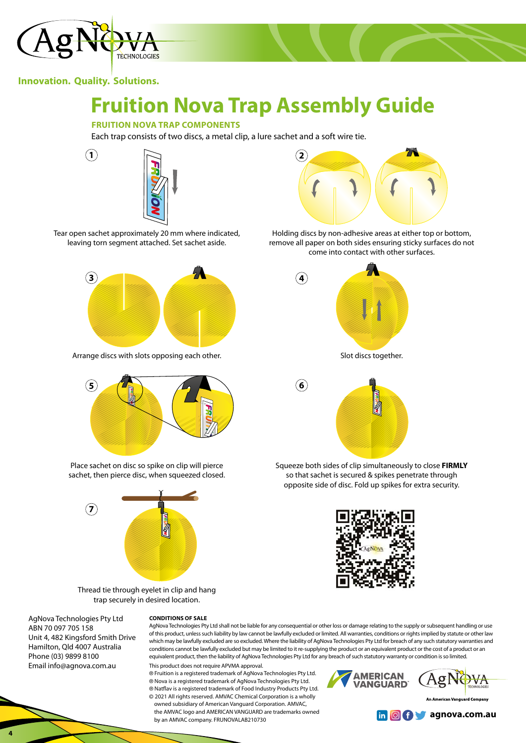Innovation. Quality. Solutions.

# Fruition Nova Trap Assembly Guide

## FRUITION NOVA TRAP COMPONENTS

Each trap consists of two discs, a metal clip, a lure sachet and a soft wire tie.

1. Tear open sachet approximately 20 mm where indicated, leaving torn segment attached. Set sachet aside.

2. Holding discs by non-adhesive areas at either top or bottom, remove all paper on both sides ensuring sticky surfaces do not come into contact with other surfaces.

3. Arrange discs with slots opposing each other.

4. Slot discs together.

5. Place sachet on disc so spike on clip will pierce sachet, then pierce disc, when squeezed closed.

6. Squeeze both sides of clip simultaneously to close **FIRMLY** so that sachet is secured & spikes penetrate through opposite side of disc. Fold up spikes for extra security.

7. Thread tie through eyelet in clip and hang trap securely in desired location.

AgNova Technologies Pty Ltd
ABN 70 097 705 158
Unit 4, 482 Kingsford Smith Drive
Hamilton, Qld 4007 Australia
Phone (03) 9899 8100
Email info@agnova.com.au

**CONDITIONS OF SALE**

AgNova Technologies Pty Ltd shall not be liable for any consequential or other loss or damage relating to the supply or subsequent handling or use of this product, unless such liability by law cannot be lawfully excluded or limited. All warranties, conditions or rights implied by statute or other law which may be lawfully excluded are so excluded. Where the liability of AgNova Technologies Pty Ltd for breach of any such statutory warranties and conditions cannot be lawfully excluded but may be limited to it re-supplying the product or an equivalent product or the cost of a product or an equivalent product, then the liability of AgNova Technologies Pty Ltd for any breach of such statutory warranty or condition is so limited.

This product does not require APVMA approval.
® Fruition is a registered trademark of AgNova Technologies Pty Ltd.
® Nova is a registered trademark of AgNova Technologies Pty Ltd.
® Natflav is a registered trademark of Food Industry Products Pty Ltd.
© 2021 All rights reserved. AMVAC Chemical Corporation is a wholly owned subsidiary of American Vanguard Corporation. AMVAC, the AMVAC logo and AMERICAN VANGUARD are trademarks owned by an AMVAC company. FRUNOVALAB210730

An American Vanguard Company

agnova.com.au